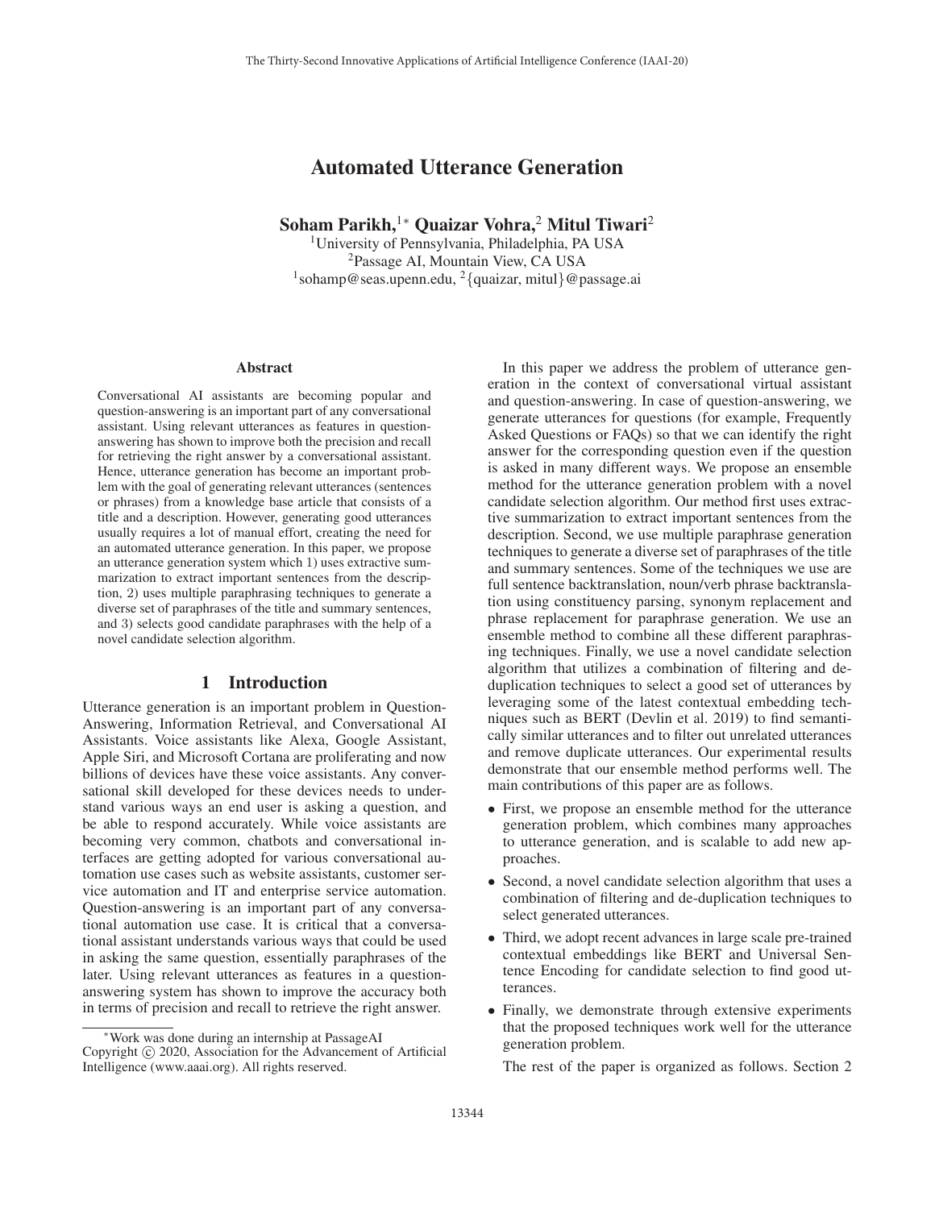# Automated Utterance Generation

**Soham Parikh,[1]* Quaizar Vohra,[2] Mitul Tiwari[2]**

[1]University of Pennsylvania, Philadelphia, PA USA
[2]Passage AI, Mountain View, CA USA
[1]sohamp@seas.upenn.edu, [2]{quaizar, mitul}@passage.ai

## Abstract

Conversational AI assistants are becoming popular and question-answering is an important part of any conversational assistant. Using relevant utterances as features in question-answering has shown to improve both the precision and recall for retrieving the right answer by a conversational assistant. Hence, utterance generation has become an important problem with the goal of generating relevant utterances (sentences or phrases) from a knowledge base article that consists of a title and a description. However, generating good utterances usually requires a lot of manual effort, creating the need for an automated utterance generation. In this paper, we propose an utterance generation system which 1) uses extractive summarization to extract important sentences from the description, 2) uses multiple paraphrasing techniques to generate a diverse set of paraphrases of the title and summary sentences, and 3) selects good candidate paraphrases with the help of a novel candidate selection algorithm.

## 1 Introduction

Utterance generation is an important problem in Question-Answering, Information Retrieval, and Conversational AI Assistants. Voice assistants like Alexa, Google Assistant, Apple Siri, and Microsoft Cortana are proliferating and now billions of devices have these voice assistants. Any conversational skill developed for these devices needs to understand various ways an end user is asking a question, and be able to respond accurately. While voice assistants are becoming very common, chatbots and conversational interfaces are getting adopted for various conversational automation use cases such as website assistants, customer service automation and IT and enterprise service automation. Question-answering is an important part of any conversational automation use case. It is critical that a conversational assistant understands various ways that could be used in asking the same question, essentially paraphrases of the later. Using relevant utterances as features in a question-answering system has shown to improve the accuracy both in terms of precision and recall to retrieve the right answer.

In this paper we address the problem of utterance generation in the context of conversational virtual assistant and question-answering. In case of question-answering, we generate utterances for questions (for example, Frequently Asked Questions or FAQs) so that we can identify the right answer for the corresponding question even if the question is asked in many different ways. We propose an ensemble method for the utterance generation problem with a novel candidate selection algorithm. Our method first uses extractive summarization to extract important sentences from the description. Second, we use multiple paraphrase generation techniques to generate a diverse set of paraphrases of the title and summary sentences. Some of the techniques we use are full sentence backtranslation, noun/verb phrase backtranslation using constituency parsing, synonym replacement and phrase replacement for paraphrase generation. We use an ensemble method to combine all these different paraphrasing techniques. Finally, we use a novel candidate selection algorithm that utilizes a combination of filtering and de-duplication techniques to select a good set of utterances by leveraging some of the latest contextual embedding techniques such as BERT (Devlin et al. 2019) to find semantically similar utterances and to filter out unrelated utterances and remove duplicate utterances. Our experimental results demonstrate that our ensemble method performs well. The main contributions of this paper are as follows.

- First, we propose an ensemble method for the utterance generation problem, which combines many approaches to utterance generation, and is scalable to add new approaches.
- Second, a novel candidate selection algorithm that uses a combination of filtering and de-duplication techniques to select generated utterances.
- Third, we adopt recent advances in large scale pre-trained contextual embeddings like BERT and Universal Sentence Encoding for candidate selection to find good utterances.
- Finally, we demonstrate through extensive experiments that the proposed techniques work well for the utterance generation problem.

The rest of the paper is organized as follows. Section 2

*Work was done during an internship at PassageAI
Copyright © 2020, Association for the Advancement of Artificial Intelligence (www.aaai.org). All rights reserved.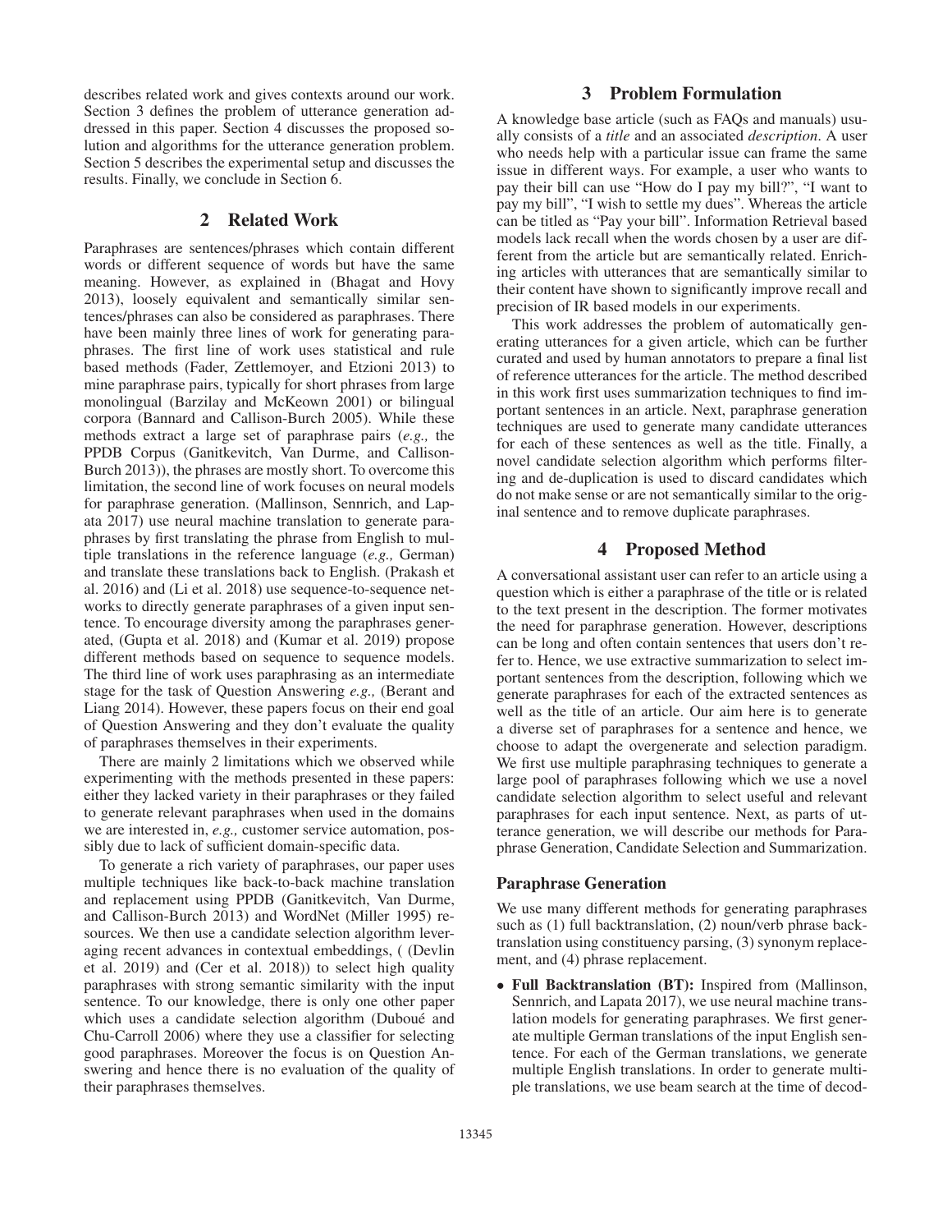describes related work and gives contexts around our work. Section 3 defines the problem of utterance generation addressed in this paper. Section 4 discusses the proposed solution and algorithms for the utterance generation problem. Section 5 describes the experimental setup and discusses the results. Finally, we conclude in Section 6.

## 2 Related Work

Paraphrases are sentences/phrases which contain different words or different sequence of words but have the same meaning. However, as explained in (Bhagat and Hovy 2013), loosely equivalent and semantically similar sentences/phrases can also be considered as paraphrases. There have been mainly three lines of work for generating paraphrases. The first line of work uses statistical and rule based methods (Fader, Zettlemoyer, and Etzioni 2013) to mine paraphrase pairs, typically for short phrases from large monolingual (Barzilay and McKeown 2001) or bilingual corpora (Bannard and Callison-Burch 2005). While these methods extract a large set of paraphrase pairs (*e.g.,* the PPDB Corpus (Ganitkevitch, Van Durme, and Callison-Burch 2013)), the phrases are mostly short. To overcome this limitation, the second line of work focuses on neural models for paraphrase generation. (Mallinson, Sennrich, and Lapata 2017) use neural machine translation to generate paraphrases by first translating the phrase from English to multiple translations in the reference language (*e.g.,* German) and translate these translations back to English. (Prakash et al. 2016) and (Li et al. 2018) use sequence-to-sequence networks to directly generate paraphrases of a given input sentence. To encourage diversity among the paraphrases generated, (Gupta et al. 2018) and (Kumar et al. 2019) propose different methods based on sequence to sequence models. The third line of work uses paraphrasing as an intermediate stage for the task of Question Answering *e.g.,* (Berant and Liang 2014). However, these papers focus on their end goal of Question Answering and they don't evaluate the quality of paraphrases themselves in their experiments.

There are mainly 2 limitations which we observed while experimenting with the methods presented in these papers: either they lacked variety in their paraphrases or they failed to generate relevant paraphrases when used in the domains we are interested in, *e.g.,* customer service automation, possibly due to lack of sufficient domain-specific data.

To generate a rich variety of paraphrases, our paper uses multiple techniques like back-to-back machine translation and replacement using PPDB (Ganitkevitch, Van Durme, and Callison-Burch 2013) and WordNet (Miller 1995) resources. We then use a candidate selection algorithm leveraging recent advances in contextual embeddings, ( (Devlin et al. 2019) and (Cer et al. 2018)) to select high quality paraphrases with strong semantic similarity with the input sentence. To our knowledge, there is only one other paper which uses a candidate selection algorithm (Duboué and Chu-Carroll 2006) where they use a classifier for selecting good paraphrases. Moreover the focus is on Question Answering and hence there is no evaluation of the quality of their paraphrases themselves.

## 3 Problem Formulation

A knowledge base article (such as FAQs and manuals) usually consists of a *title* and an associated *description*. A user who needs help with a particular issue can frame the same issue in different ways. For example, a user who wants to pay their bill can use "How do I pay my bill?", "I want to pay my bill", "I wish to settle my dues". Whereas the article can be titled as "Pay your bill". Information Retrieval based models lack recall when the words chosen by a user are different from the article but are semantically related. Enriching articles with utterances that are semantically similar to their content have shown to significantly improve recall and precision of IR based models in our experiments.

This work addresses the problem of automatically generating utterances for a given article, which can be further curated and used by human annotators to prepare a final list of reference utterances for the article. The method described in this work first uses summarization techniques to find important sentences in an article. Next, paraphrase generation techniques are used to generate many candidate utterances for each of these sentences as well as the title. Finally, a novel candidate selection algorithm which performs filtering and de-duplication is used to discard candidates which do not make sense or are not semantically similar to the original sentence and to remove duplicate paraphrases.

## 4 Proposed Method

A conversational assistant user can refer to an article using a question which is either a paraphrase of the title or is related to the text present in the description. The former motivates the need for paraphrase generation. However, descriptions can be long and often contain sentences that users don't refer to. Hence, we use extractive summarization to select important sentences from the description, following which we generate paraphrases for each of the extracted sentences as well as the title of an article. Our aim here is to generate a diverse set of paraphrases for a sentence and hence, we choose to adapt the overgenerate and selection paradigm. We first use multiple paraphrasing techniques to generate a large pool of paraphrases following which we use a novel candidate selection algorithm to select useful and relevant paraphrases for each input sentence. Next, as parts of utterance generation, we will describe our methods for Paraphrase Generation, Candidate Selection and Summarization.

### Paraphrase Generation

We use many different methods for generating paraphrases such as (1) full backtranslation, (2) noun/verb phrase backtranslation using constituency parsing, (3) synonym replacement, and (4) phrase replacement.

- **Full Backtranslation (BT):** Inspired from (Mallinson, Sennrich, and Lapata 2017), we use neural machine translation models for generating paraphrases. We first generate multiple German translations of the input English sentence. For each of the German translations, we generate multiple English translations. In order to generate multiple translations, we use beam search at the time of decod-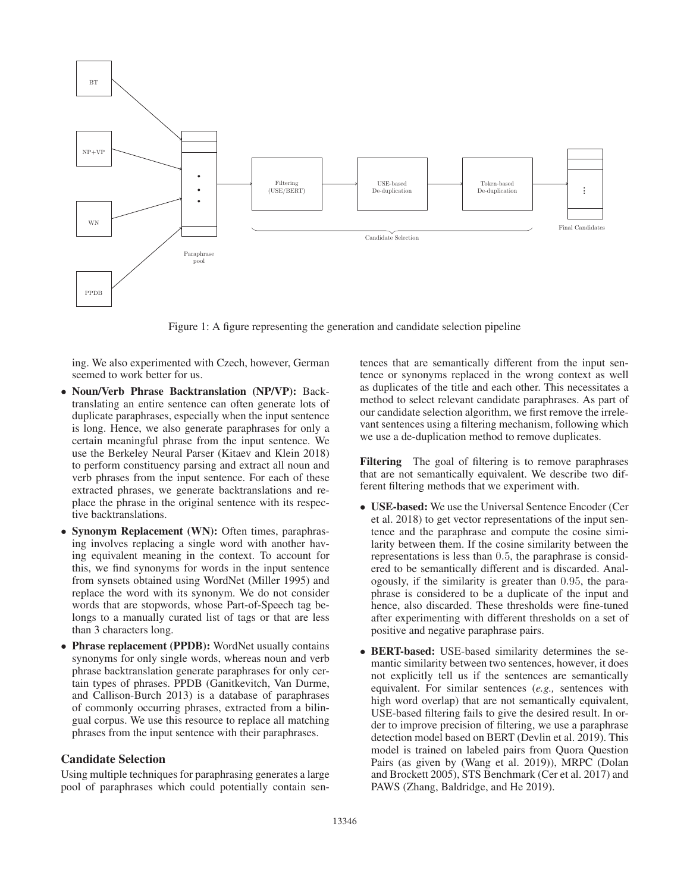Figure 1: A figure representing the generation and candidate selection pipeline

ing. We also experimented with Czech, however, German seemed to work better for us.

- **Noun/Verb Phrase Backtranslation (NP/VP):** Backtranslating an entire sentence can often generate lots of duplicate paraphrases, especially when the input sentence is long. Hence, we also generate paraphrases for only a certain meaningful phrase from the input sentence. We use the Berkeley Neural Parser (Kitaev and Klein 2018) to perform constituency parsing and extract all noun and verb phrases from the input sentence. For each of these extracted phrases, we generate backtranslations and replace the phrase in the original sentence with its respective backtranslations.
- **Synonym Replacement (WN):** Often times, paraphrasing involves replacing a single word with another having equivalent meaning in the context. To account for this, we find synonyms for words in the input sentence from synsets obtained using WordNet (Miller 1995) and replace the word with its synonym. We do not consider words that are stopwords, whose Part-of-Speech tag belongs to a manually curated list of tags or that are less than 3 characters long.
- **Phrase replacement (PPDB):** WordNet usually contains synonyms for only single words, whereas noun and verb phrase backtranslation generate paraphrases for only certain types of phrases. PPDB (Ganitkevitch, Van Durme, and Callison-Burch 2013) is a database of paraphrases of commonly occurring phrases, extracted from a bilingual corpus. We use this resource to replace all matching phrases from the input sentence with their paraphrases.

## Candidate Selection

Using multiple techniques for paraphrasing generates a large pool of paraphrases which could potentially contain sentences that are semantically different from the input sentence or synonyms replaced in the wrong context as well as duplicates of the title and each other. This necessitates a method to select relevant candidate paraphrases. As part of our candidate selection algorithm, we first remove the irrelevant sentences using a filtering mechanism, following which we use a de-duplication method to remove duplicates.

**Filtering** The goal of filtering is to remove paraphrases that are not semantically equivalent. We describe two different filtering methods that we experiment with.

- **USE-based:** We use the Universal Sentence Encoder (Cer et al. 2018) to get vector representations of the input sentence and the paraphrase and compute the cosine similarity between them. If the cosine similarity between the representations is less than $0.5$, the paraphrase is considered to be semantically different and is discarded. Analogously, if the similarity is greater than $0.95$, the paraphrase is considered to be a duplicate of the input and hence, also discarded. These thresholds were fine-tuned after experimenting with different thresholds on a set of positive and negative paraphrase pairs.
- **BERT-based:** USE-based similarity determines the semantic similarity between two sentences, however, it does not explicitly tell us if the sentences are semantically equivalent. For similar sentences (*e.g.,* sentences with high word overlap) that are not semantically equivalent, USE-based filtering fails to give the desired result. In order to improve precision of filtering, we use a paraphrase detection model based on BERT (Devlin et al. 2019). This model is trained on labeled pairs from Quora Question Pairs (as given by (Wang et al. 2019)), MRPC (Dolan and Brockett 2005), STS Benchmark (Cer et al. 2017) and PAWS (Zhang, Baldridge, and He 2019).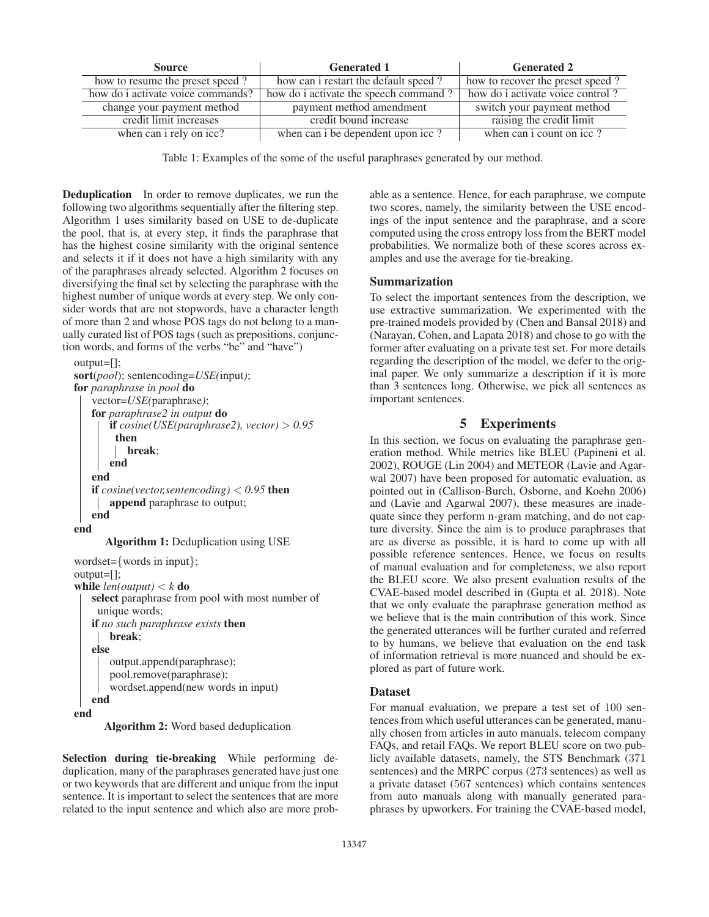| Source | Generated 1 | Generated 2 |
| --- | --- | --- |
| how to resume the preset speed ? | how can i restart the default speed ? | how to recover the preset speed ? |
| how do i activate voice commands? | how do i activate the speech command ? | how do i activate voice control ? |
| change your payment method | payment method amendment | switch your payment method |
| credit limit increases | credit bound increase | raising the credit limit |
| when can i rely on icc? | when can i be dependent upon icc ? | when can i count on icc ? |

Table 1: Examples of the some of the useful paraphrases generated by our method.

**Deduplication** In order to remove duplicates, we run the following two algorithms sequentially after the filtering step. Algorithm 1 uses similarity based on USE to de-duplicate the pool, that is, at every step, it finds the paraphrase that has the highest cosine similarity with the original sentence and selects it if it does not have a high similarity with any of the paraphrases already selected. Algorithm 2 focuses on diversifying the final set by selecting the paraphrase with the highest number of unique words at every step. We only consider words that are not stopwords, have a character length of more than 2 and whose POS tags do not belong to a manually curated list of POS tags (such as prepositions, conjunction words, and forms of the verbs "be" and "have")

```
output=[];
sort(pool); sentencoding=USE(input);
for paraphrase in pool do
    vector=USE(paraphrase);
    for paraphrase2 in output do
        if cosine(USE(paraphrase2), vector) > 0.95 then
            break;
        end
    end
    if cosine(vector,sentencoding) < 0.95 then
        append paraphrase to output;
    end
end
```

**Algorithm 1:** Deduplication using USE

```
wordset={words in input};
output=[];
while len(output) < k do
    select paraphrase from pool with most number of unique words;
    if no such paraphrase exists then
        break;
    else
        output.append(paraphrase);
        pool.remove(paraphrase);
        wordset.append(new words in input)
    end
end
```

**Algorithm 2:** Word based deduplication

**Selection during tie-breaking** While performing deduplication, many of the paraphrases generated have just one or two keywords that are different and unique from the input sentence. It is important to select the sentences that are more related to the input sentence and which also are more probable as a sentence. Hence, for each paraphrase, we compute two scores, namely, the similarity between the USE encodings of the input sentence and the paraphrase, and a score computed using the cross entropy loss from the BERT model probabilities. We normalize both of these scores across examples and use the average for tie-breaking.

### Summarization

To select the important sentences from the description, we use extractive summarization. We experimented with the pre-trained models provided by (Chen and Bansal 2018) and (Narayan, Cohen, and Lapata 2018) and chose to go with the former after evaluating on a private test set. For more details regarding the description of the model, we defer to the original paper. We only summarize a description if it is more than 3 sentences long. Otherwise, we pick all sentences as important sentences.

## 5 Experiments

In this section, we focus on evaluating the paraphrase generation method. While metrics like BLEU (Papineni et al. 2002), ROUGE (Lin 2004) and METEOR (Lavie and Agarwal 2007) have been proposed for automatic evaluation, as pointed out in (Callison-Burch, Osborne, and Koehn 2006) and (Lavie and Agarwal 2007), these measures are inadequate since they perform n-gram matching, and do not capture diversity. Since the aim is to produce paraphrases that are as diverse as possible, it is hard to come up with all possible reference sentences. Hence, we focus on results of manual evaluation and for completeness, we also report the BLEU score. We also present evaluation results of the CVAE-based model described in (Gupta et al. 2018). Note that we only evaluate the paraphrase generation method as we believe that is the main contribution of this work. Since the generated utterances will be further curated and referred to by humans, we believe that evaluation on the end task of information retrieval is more nuanced and should be explored as part of future work.

### Dataset

For manual evaluation, we prepare a test set of 100 sentences from which useful utterances can be generated, manually chosen from articles in auto manuals, telecom company FAQs, and retail FAQs. We report BLEU score on two publicly available datasets, namely, the STS Benchmark (371 sentences) and the MRPC corpus (273 sentences) as well as a private dataset (567 sentences) which contains sentences from auto manuals along with manually generated paraphrases by upworkers. For training the CVAE-based model,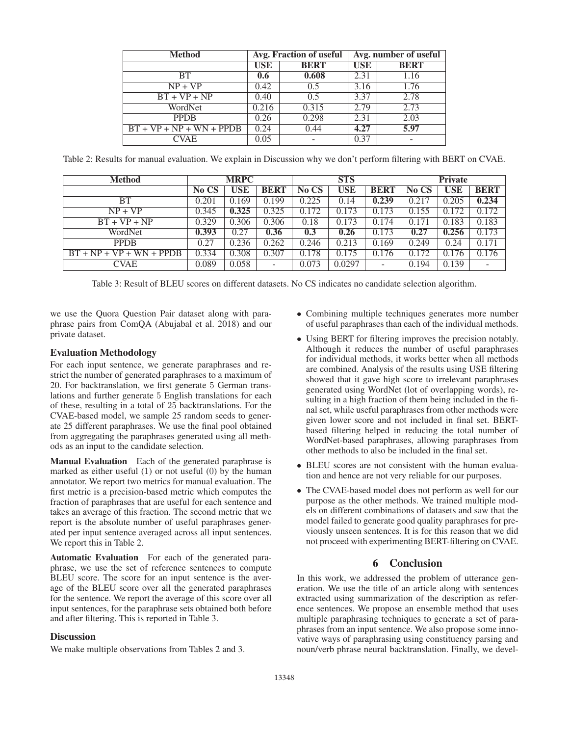| Method | Avg. Fraction of useful | | Avg. number of useful | |
|---|---|---|---|---|
| | **USE** | **BERT** | **USE** | **BERT** |
| BT | **0.6** | **0.608** | 2.31 | 1.16 |
| NP + VP | 0.42 | 0.5 | 3.16 | 1.76 |
| BT + VP + NP | 0.40 | 0.5 | 3.37 | 2.78 |
| WordNet | 0.216 | 0.315 | 2.79 | 2.73 |
| PPDB | 0.26 | 0.298 | 2.31 | 2.03 |
| BT + VP + NP + WN + PPDB | 0.24 | 0.44 | **4.27** | **5.97** |
| CVAE | 0.05 | - | 0.37 | - |

Table 2: Results for manual evaluation. We explain in Discussion why we don't perform filtering with BERT on CVAE.

| Method | MRPC | | | STS | | | Private | | |
|---|---|---|---|---|---|---|---|---|---|
| | **No CS** | **USE** | **BERT** | **No CS** | **USE** | **BERT** | **No CS** | **USE** | **BERT** |
| BT | 0.201 | 0.169 | 0.199 | 0.225 | 0.14 | **0.239** | 0.217 | 0.205 | **0.234** |
| NP + VP | 0.345 | **0.325** | 0.325 | 0.172 | 0.173 | 0.173 | 0.155 | 0.172 | 0.172 |
| BT + VP + NP | 0.329 | 0.306 | 0.306 | 0.18 | 0.173 | 0.174 | 0.171 | 0.183 | 0.183 |
| WordNet | **0.393** | 0.27 | **0.36** | **0.3** | **0.26** | 0.173 | **0.27** | **0.256** | 0.173 |
| PPDB | 0.27 | 0.236 | 0.262 | 0.246 | 0.213 | 0.169 | 0.249 | 0.24 | 0.171 |
| BT + NP + VP + WN + PPDB | 0.334 | 0.308 | 0.307 | 0.178 | 0.175 | 0.176 | 0.172 | 0.176 | 0.176 |
| CVAE | 0.089 | 0.058 | - | 0.073 | 0.0297 | - | 0.194 | 0.139 | - |

Table 3: Result of BLEU scores on different datasets. No CS indicates no candidate selection algorithm.

we use the Quora Question Pair dataset along with paraphrase pairs from ComQA (Abujabal et al. 2018) and our private dataset.

### Evaluation Methodology

For each input sentence, we generate paraphrases and restrict the number of generated paraphrases to a maximum of 20. For backtranslation, we first generate 5 German translations and further generate 5 English translations for each of these, resulting in a total of 25 backtranslations. For the CVAE-based model, we sample 25 random seeds to generate 25 different paraphrases. We use the final pool obtained from aggregating the paraphrases generated using all methods as an input to the candidate selection.

**Manual Evaluation** Each of the generated paraphrase is marked as either useful (1) or not useful (0) by the human annotator. We report two metrics for manual evaluation. The first metric is a precision-based metric which computes the fraction of paraphrases that are useful for each sentence and takes an average of this fraction. The second metric that we report is the absolute number of useful paraphrases generated per input sentence averaged across all input sentences. We report this in Table 2.

**Automatic Evaluation** For each of the generated paraphrase, we use the set of reference sentences to compute BLEU score. The score for an input sentence is the average of the BLEU score over all the generated paraphrases for the sentence. We report the average of this score over all input sentences, for the paraphrase sets obtained both before and after filtering. This is reported in Table 3.

### Discussion

We make multiple observations from Tables 2 and 3.

- Combining multiple techniques generates more number of useful paraphrases than each of the individual methods.
- Using BERT for filtering improves the precision notably. Although it reduces the number of useful paraphrases for individual methods, it works better when all methods are combined. Analysis of the results using USE filtering showed that it gave high score to irrelevant paraphrases generated using WordNet (lot of overlapping words), resulting in a high fraction of them being included in the final set, while useful paraphrases from other methods were given lower score and not included in final set. BERT-based filtering helped in reducing the total number of WordNet-based paraphrases, allowing paraphrases from other methods to also be included in the final set.
- BLEU scores are not consistent with the human evaluation and hence are not very reliable for our purposes.
- The CVAE-based model does not perform as well for our purpose as the other methods. We trained multiple models on different combinations of datasets and saw that the model failed to generate good quality paraphrases for previously unseen sentences. It is for this reason that we did not proceed with experimenting BERT-filtering on CVAE.

## 6 Conclusion

In this work, we addressed the problem of utterance generation. We use the title of an article along with sentences extracted using summarization of the description as reference sentences. We propose an ensemble method that uses multiple paraphrasing techniques to generate a set of paraphrases from an input sentence. We also propose some innovative ways of paraphrasing using constituency parsing and noun/verb phrase neural backtranslation. Finally, we devel-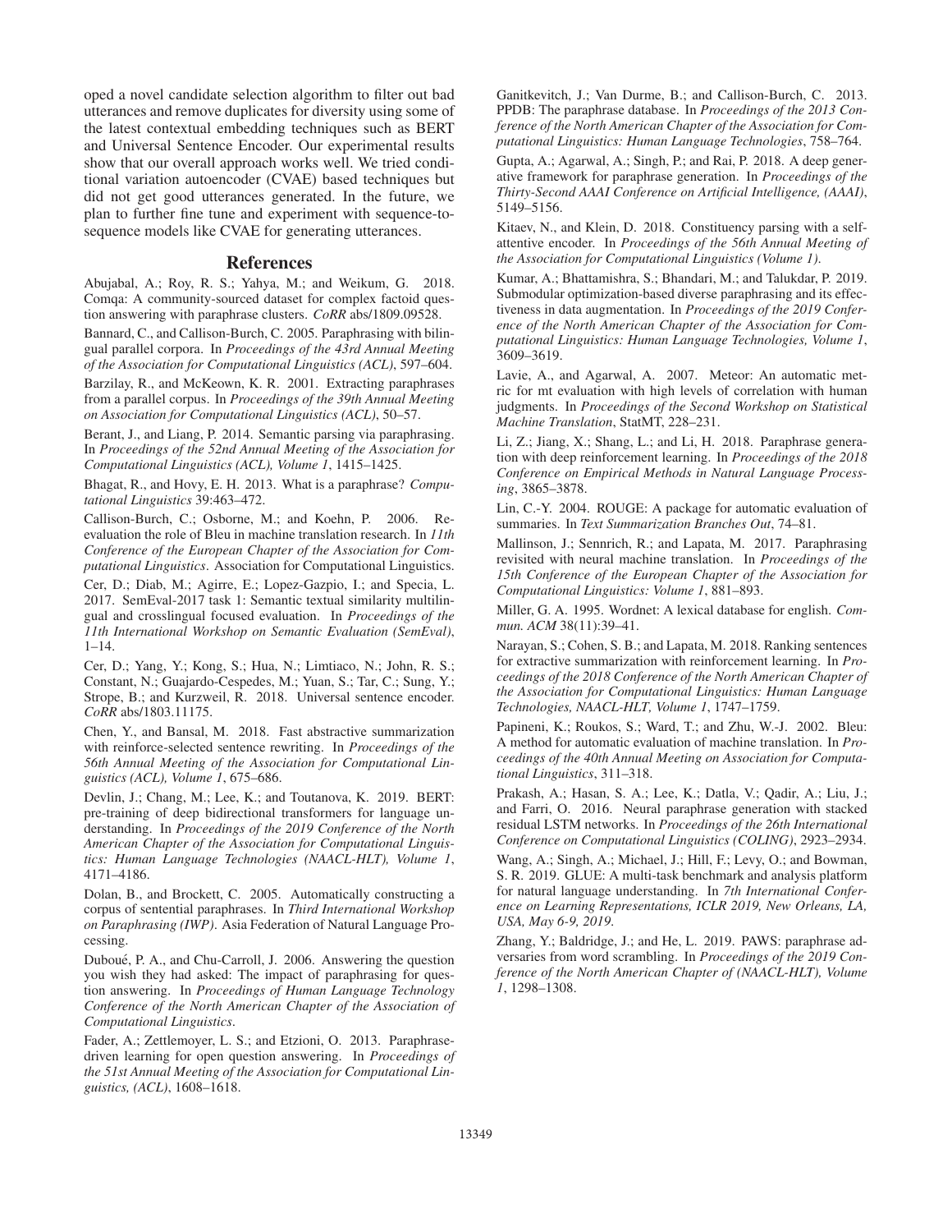oped a novel candidate selection algorithm to filter out bad utterances and remove duplicates for diversity using some of the latest contextual embedding techniques such as BERT and Universal Sentence Encoder. Our experimental results show that our overall approach works well. We tried conditional variation autoencoder (CVAE) based techniques but did not get good utterances generated. In the future, we plan to further fine tune and experiment with sequence-to-sequence models like CVAE for generating utterances.

## References

Abujabal, A.; Roy, R. S.; Yahya, M.; and Weikum, G. 2018. Comqa: A community-sourced dataset for complex factoid question answering with paraphrase clusters. *CoRR* abs/1809.09528.

Bannard, C., and Callison-Burch, C. 2005. Paraphrasing with bilingual parallel corpora. In *Proceedings of the 43rd Annual Meeting of the Association for Computational Linguistics (ACL)*, 597–604.

Barzilay, R., and McKeown, K. R. 2001. Extracting paraphrases from a parallel corpus. In *Proceedings of the 39th Annual Meeting on Association for Computational Linguistics (ACL)*, 50–57.

Berant, J., and Liang, P. 2014. Semantic parsing via paraphrasing. In *Proceedings of the 52nd Annual Meeting of the Association for Computational Linguistics (ACL), Volume 1*, 1415–1425.

Bhagat, R., and Hovy, E. H. 2013. What is a paraphrase? *Computational Linguistics* 39:463–472.

Callison-Burch, C.; Osborne, M.; and Koehn, P. 2006. Re-evaluation the role of Bleu in machine translation research. In *11th Conference of the European Chapter of the Association for Computational Linguistics*. Association for Computational Linguistics.

Cer, D.; Diab, M.; Agirre, E.; Lopez-Gazpio, I.; and Specia, L. 2017. SemEval-2017 task 1: Semantic textual similarity multilingual and crosslingual focused evaluation. In *Proceedings of the 11th International Workshop on Semantic Evaluation (SemEval)*, 1–14.

Cer, D.; Yang, Y.; Kong, S.; Hua, N.; Limtiaco, N.; John, R. S.; Constant, N.; Guajardo-Cespedes, M.; Yuan, S.; Tar, C.; Sung, Y.; Strope, B.; and Kurzweil, R. 2018. Universal sentence encoder. *CoRR* abs/1803.11175.

Chen, Y., and Bansal, M. 2018. Fast abstractive summarization with reinforce-selected sentence rewriting. In *Proceedings of the 56th Annual Meeting of the Association for Computational Linguistics (ACL), Volume 1*, 675–686.

Devlin, J.; Chang, M.; Lee, K.; and Toutanova, K. 2019. BERT: pre-training of deep bidirectional transformers for language understanding. In *Proceedings of the 2019 Conference of the North American Chapter of the Association for Computational Linguistics: Human Language Technologies (NAACL-HLT), Volume 1*, 4171–4186.

Dolan, B., and Brockett, C. 2005. Automatically constructing a corpus of sentential paraphrases. In *Third International Workshop on Paraphrasing (IWP)*. Asia Federation of Natural Language Processing.

Duboué, P. A., and Chu-Carroll, J. 2006. Answering the question you wish they had asked: The impact of paraphrasing for question answering. In *Proceedings of Human Language Technology Conference of the North American Chapter of the Association of Computational Linguistics*.

Fader, A.; Zettlemoyer, L. S.; and Etzioni, O. 2013. Paraphrase-driven learning for open question answering. In *Proceedings of the 51st Annual Meeting of the Association for Computational Linguistics, (ACL)*, 1608–1618.

Ganitkevitch, J.; Van Durme, B.; and Callison-Burch, C. 2013. PPDB: The paraphrase database. In *Proceedings of the 2013 Conference of the North American Chapter of the Association for Computational Linguistics: Human Language Technologies*, 758–764.

Gupta, A.; Agarwal, A.; Singh, P.; and Rai, P. 2018. A deep generative framework for paraphrase generation. In *Proceedings of the Thirty-Second AAAI Conference on Artificial Intelligence, (AAAI)*, 5149–5156.

Kitaev, N., and Klein, D. 2018. Constituency parsing with a self-attentive encoder. In *Proceedings of the 56th Annual Meeting of the Association for Computational Linguistics (Volume 1)*.

Kumar, A.; Bhattamishra, S.; Bhandari, M.; and Talukdar, P. 2019. Submodular optimization-based diverse paraphrasing and its effectiveness in data augmentation. In *Proceedings of the 2019 Conference of the North American Chapter of the Association for Computational Linguistics: Human Language Technologies, Volume 1*, 3609–3619.

Lavie, A., and Agarwal, A. 2007. Meteor: An automatic metric for mt evaluation with high levels of correlation with human judgments. In *Proceedings of the Second Workshop on Statistical Machine Translation*, StatMT, 228–231.

Li, Z.; Jiang, X.; Shang, L.; and Li, H. 2018. Paraphrase generation with deep reinforcement learning. In *Proceedings of the 2018 Conference on Empirical Methods in Natural Language Processing*, 3865–3878.

Lin, C.-Y. 2004. ROUGE: A package for automatic evaluation of summaries. In *Text Summarization Branches Out*, 74–81.

Mallinson, J.; Sennrich, R.; and Lapata, M. 2017. Paraphrasing revisited with neural machine translation. In *Proceedings of the 15th Conference of the European Chapter of the Association for Computational Linguistics: Volume 1*, 881–893.

Miller, G. A. 1995. Wordnet: A lexical database for english. *Commun. ACM* 38(11):39–41.

Narayan, S.; Cohen, S. B.; and Lapata, M. 2018. Ranking sentences for extractive summarization with reinforcement learning. In *Proceedings of the 2018 Conference of the North American Chapter of the Association for Computational Linguistics: Human Language Technologies, NAACL-HLT, Volume 1*, 1747–1759.

Papineni, K.; Roukos, S.; Ward, T.; and Zhu, W.-J. 2002. Bleu: A method for automatic evaluation of machine translation. In *Proceedings of the 40th Annual Meeting on Association for Computational Linguistics*, 311–318.

Prakash, A.; Hasan, S. A.; Lee, K.; Datla, V.; Qadir, A.; Liu, J.; and Farri, O. 2016. Neural paraphrase generation with stacked residual LSTM networks. In *Proceedings of the 26th International Conference on Computational Linguistics (COLING)*, 2923–2934.

Wang, A.; Singh, A.; Michael, J.; Hill, F.; Levy, O.; and Bowman, S. R. 2019. GLUE: A multi-task benchmark and analysis platform for natural language understanding. In *7th International Conference on Learning Representations, ICLR 2019, New Orleans, LA, USA, May 6-9, 2019*.

Zhang, Y.; Baldridge, J.; and He, L. 2019. PAWS: paraphrase adversaries from word scrambling. In *Proceedings of the 2019 Conference of the North American Chapter of (NAACL-HLT), Volume 1*, 1298–1308.